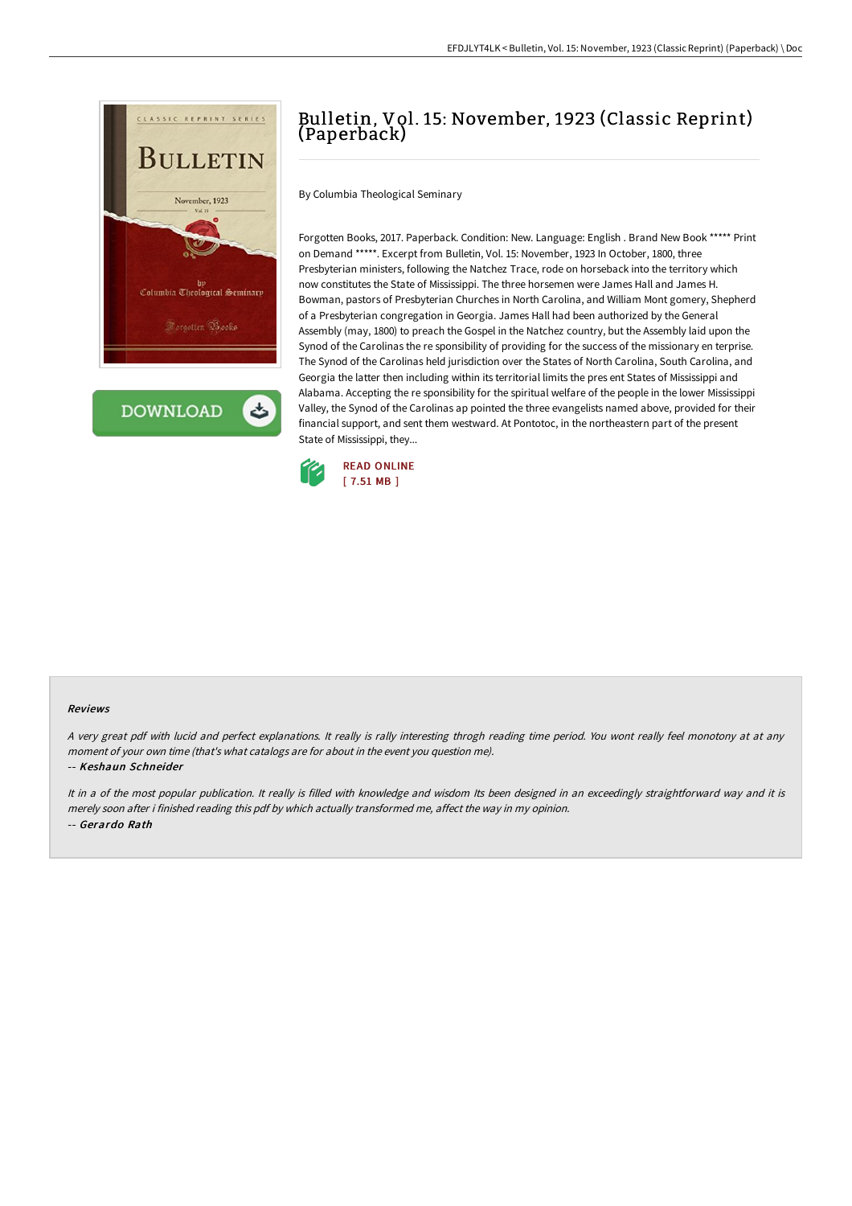# Bulletin, Vol. 15: November, 1923 (Classic Reprint) (Paperback)

By Columbia Theological Seminary

Forgotten Books, 2017. Paperback. Condition: New. Language: English . Brand New Book ***** Print on Demand *****. Excerpt from Bulletin, Vol. 15: November, 1923 In October, 1800, three Presbyterian ministers, following the Natchez Trace, rode on horseback into the territory which now constitutes the State of Mississippi. The three horsemen were James Hall and James H. Bowman, pastors of Presbyterian Churches in North Carolina, and William Mont gomery, Shepherd of a Presbyterian congregation in Georgia. James Hall had been authorized by the General Assembly (may, 1800) to preach the Gospel in the Natchez country, but the Assembly laid upon the Synod of the Carolinas the re sponsibility of providing for the success of the missionary en terprise. The Synod of the Carolinas held jurisdiction over the States of North Carolina, South Carolina, and Georgia the latter then including within its territorial limits the pres ent States of Mississippi and Alabama. Accepting the re sponsibility for the spiritual welfare of the people in the lower Mississippi Valley, the Synod of the Carolinas ap pointed the three evangelists named above, provided for their financial support, and sent them westward. At Pontotoc, in the northeastern part of the present State of Mississippi, they...

READ ONLINE
[ 7.51 MB ]

### Reviews

*A very great pdf with lucid and perfect explanations. It really is rally interesting throgh reading time period. You wont really feel monotony at at any moment of your own time (that's what catalogs are for about in the event you question me).*

-- ***Keshaun Schneider***

*It in a of the most popular publication. It really is filled with knowledge and wisdom Its been designed in an exceedingly straightforward way and it is merely soon after i finished reading this pdf by which actually transformed me, affect the way in my opinion.*

-- ***Gerardo Rath***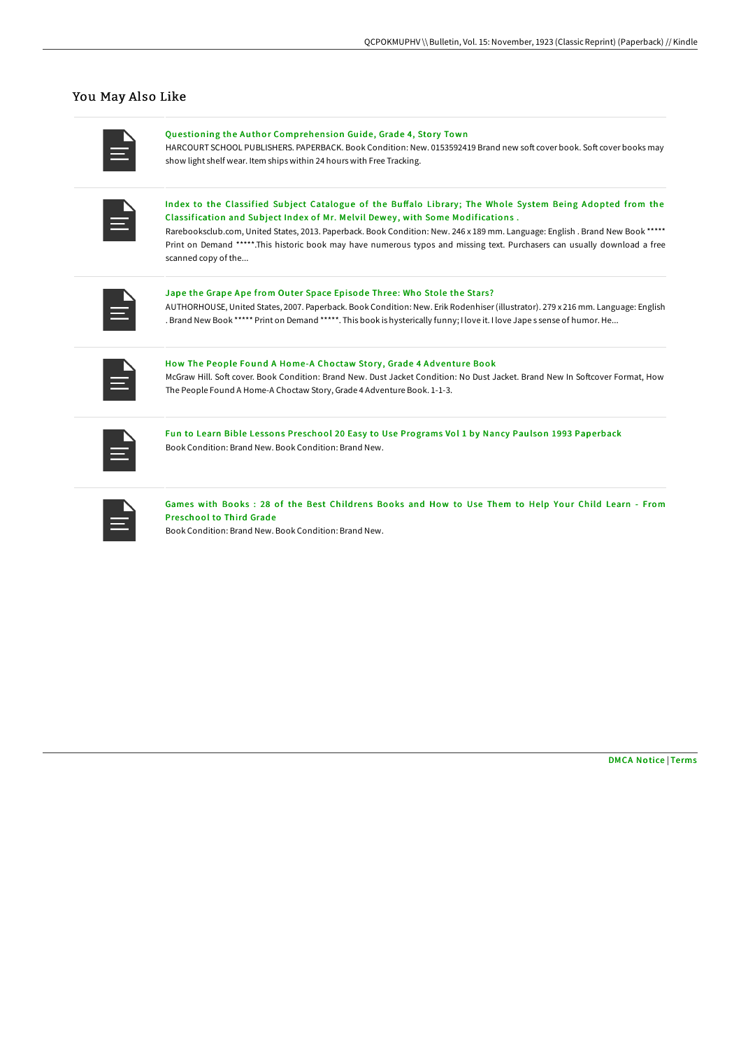## You May Also Like

**Questioning the Author Comprehension Guide, Grade 4, Story Town**

HARCOURT SCHOOL PUBLISHERS. PAPERBACK. Book Condition: New. 0153592419 Brand new soft cover book. Soft cover books may show light shelf wear. Item ships within 24 hours with Free Tracking.

**Index to the Classified Subject Catalogue of the Buffalo Library; The Whole System Being Adopted from the Classification and Subject Index of Mr. Melvil Dewey, with Some Modifications .**

Rarebooksclub.com, United States, 2013. Paperback. Book Condition: New. 246 x 189 mm. Language: English . Brand New Book ***** Print on Demand *****.This historic book may have numerous typos and missing text. Purchasers can usually download a free scanned copy of the...

**Jape the Grape Ape from Outer Space Episode Three: Who Stole the Stars?**

AUTHORHOUSE, United States, 2007. Paperback. Book Condition: New. Erik Rodenhiser (illustrator). 279 x 216 mm. Language: English . Brand New Book ***** Print on Demand *****. This book is hysterically funny; I love it. I love Jape s sense of humor. He...

**How The People Found A Home-A Choctaw Story, Grade 4 Adventure Book**

McGraw Hill. Soft cover. Book Condition: Brand New. Dust Jacket Condition: No Dust Jacket. Brand New In Softcover Format, How The People Found A Home-A Choctaw Story, Grade 4 Adventure Book. 1-1-3.

**Fun to Learn Bible Lessons Preschool 20 Easy to Use Programs Vol 1 by Nancy Paulson 1993 Paperback**

Book Condition: Brand New. Book Condition: Brand New.

**Games with Books : 28 of the Best Childrens Books and How to Use Them to Help Your Child Learn - From Preschool to Third Grade**

Book Condition: Brand New. Book Condition: Brand New.

DMCA Notice | Terms